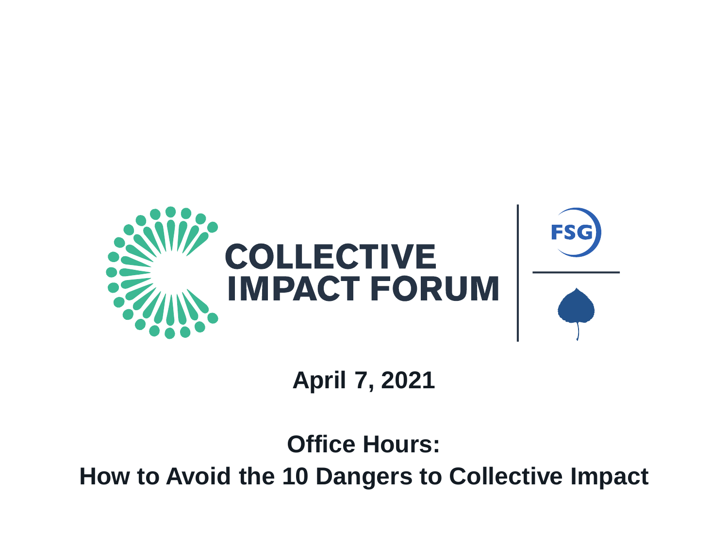COLLECTIVE IMPACT FORUM

FSG

**April 7, 2021**

# Office Hours: How to Avoid the 10 Dangers to Collective Impact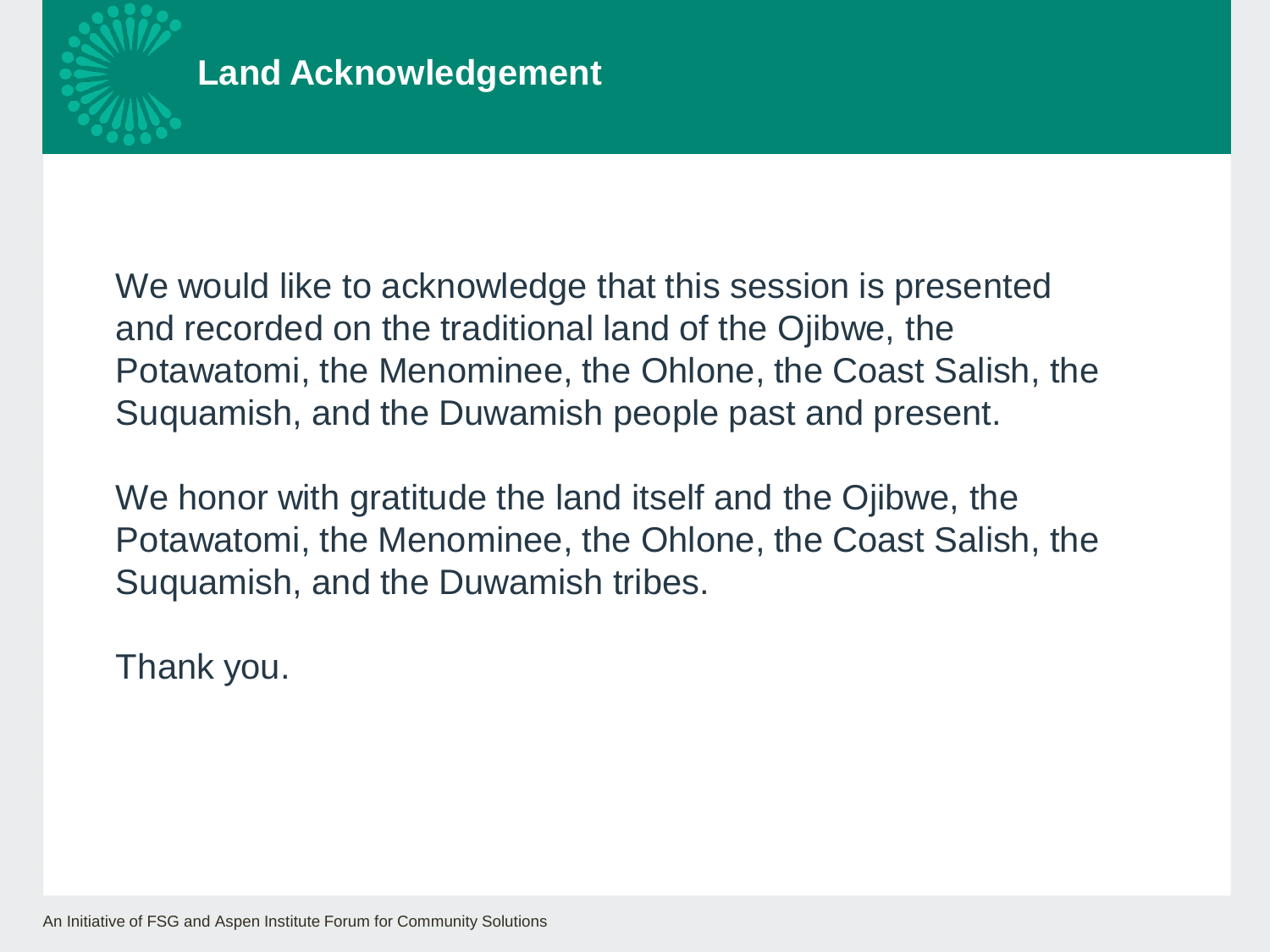# Land Acknowledgement

We would like to acknowledge that this session is presented and recorded on the traditional land of the Ojibwe, the Potawatomi, the Menominee, the Ohlone, the Coast Salish, the Suquamish, and the Duwamish people past and present.

We honor with gratitude the land itself and the Ojibwe, the Potawatomi, the Menominee, the Ohlone, the Coast Salish, the Suquamish, and the Duwamish tribes.

Thank you.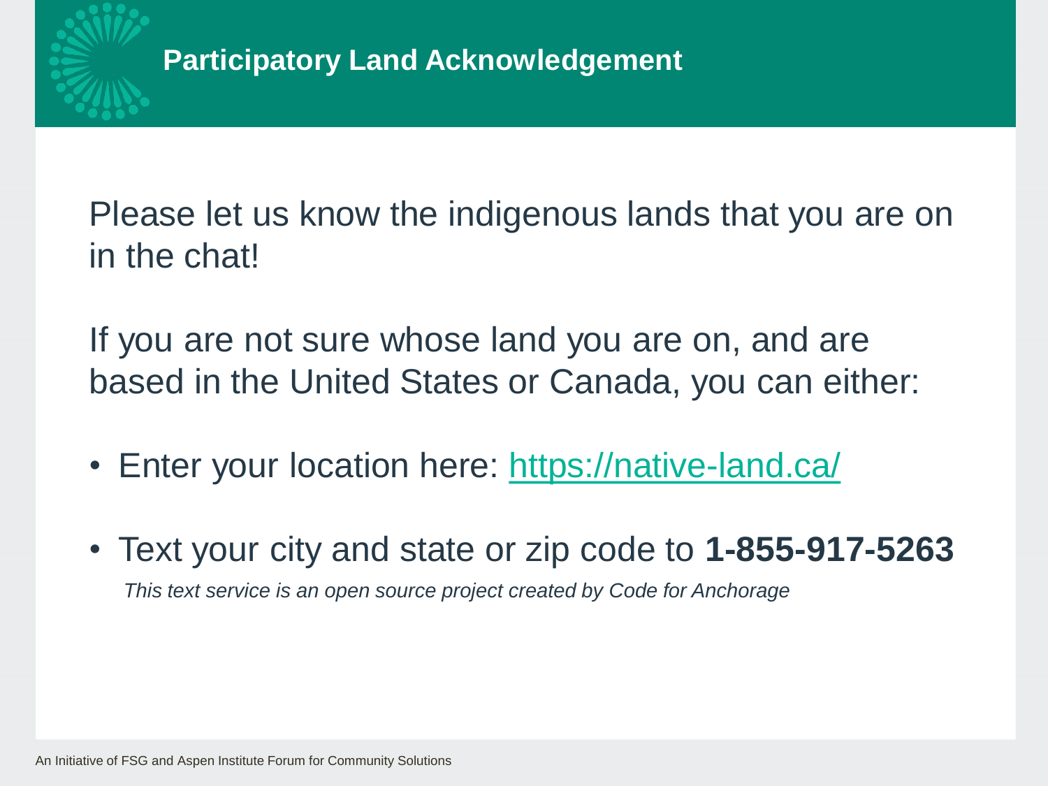# Participatory Land Acknowledgement

Please let us know the indigenous lands that you are on in the chat!

If you are not sure whose land you are on, and are based in the United States or Canada, you can either:

- Enter your location here: [https://native-land.ca/](https://native-land.ca/)
- Text your city and state or zip code to **1-855-917-5263**

  *This text service is an open source project created by Code for Anchorage*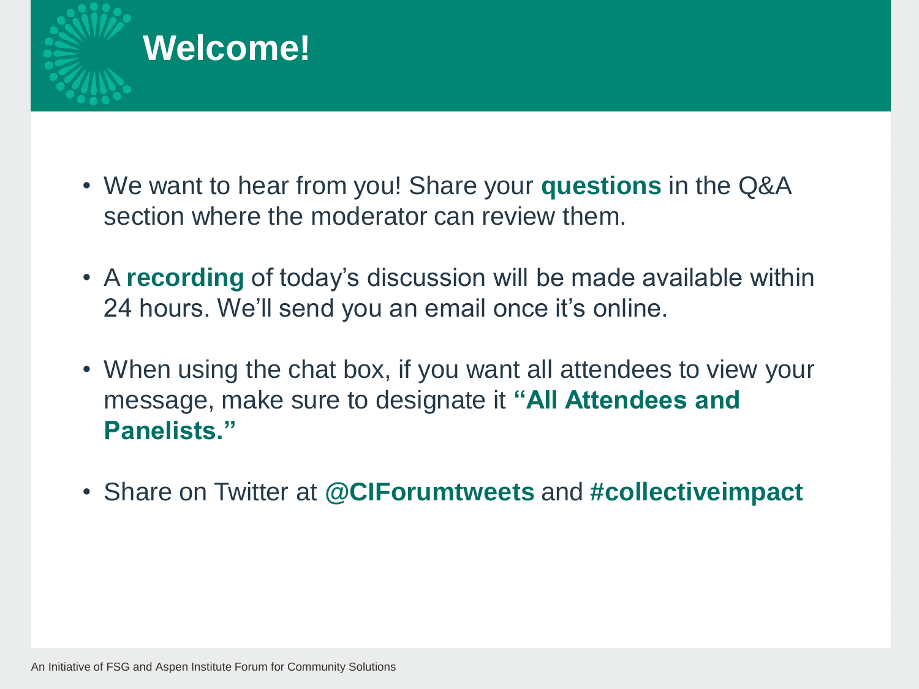# Welcome!

- We want to hear from you! Share your **questions** in the Q&A section where the moderator can review them.

- A **recording** of today's discussion will be made available within 24 hours. We'll send you an email once it's online.

- When using the chat box, if you want all attendees to view your message, make sure to designate it **"All Attendees and Panelists."**

- Share on Twitter at **@CIForumtweets** and **#collectiveimpact**

An Initiative of FSG and Aspen Institute Forum for Community Solutions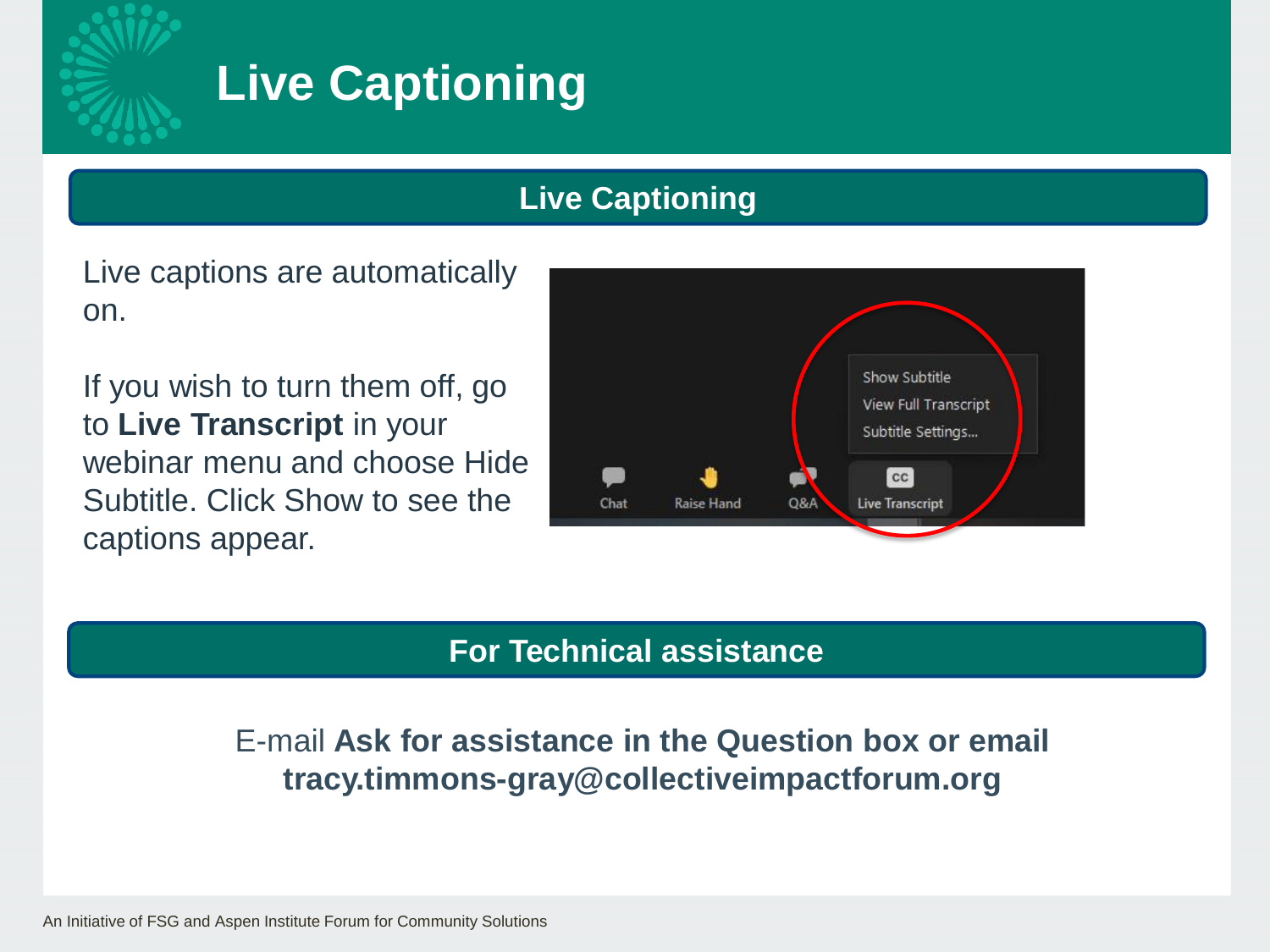# Live Captioning

## Live Captioning

Live captions are automatically on.

If you wish to turn them off, go to **Live Transcript** in your webinar menu and choose Hide Subtitle. Click Show to see the captions appear.

## For Technical assistance

E-mail **Ask for assistance in the Question box or email tracy.timmons-gray@collectiveimpactforum.org**

An Initiative of FSG and Aspen Institute Forum for Community Solutions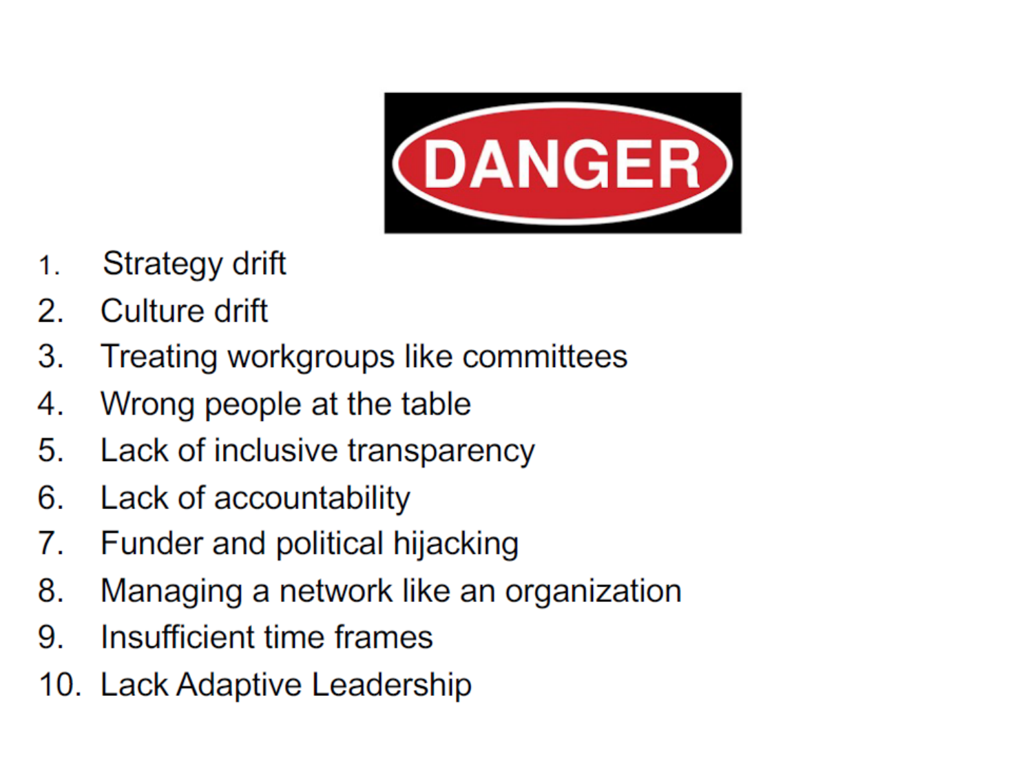DANGER

1. Strategy drift
2. Culture drift
3. Treating workgroups like committees
4. Wrong people at the table
5. Lack of inclusive transparency
6. Lack of accountability
7. Funder and political hijacking
8. Managing a network like an organization
9. Insufficient time frames
10. Lack Adaptive Leadership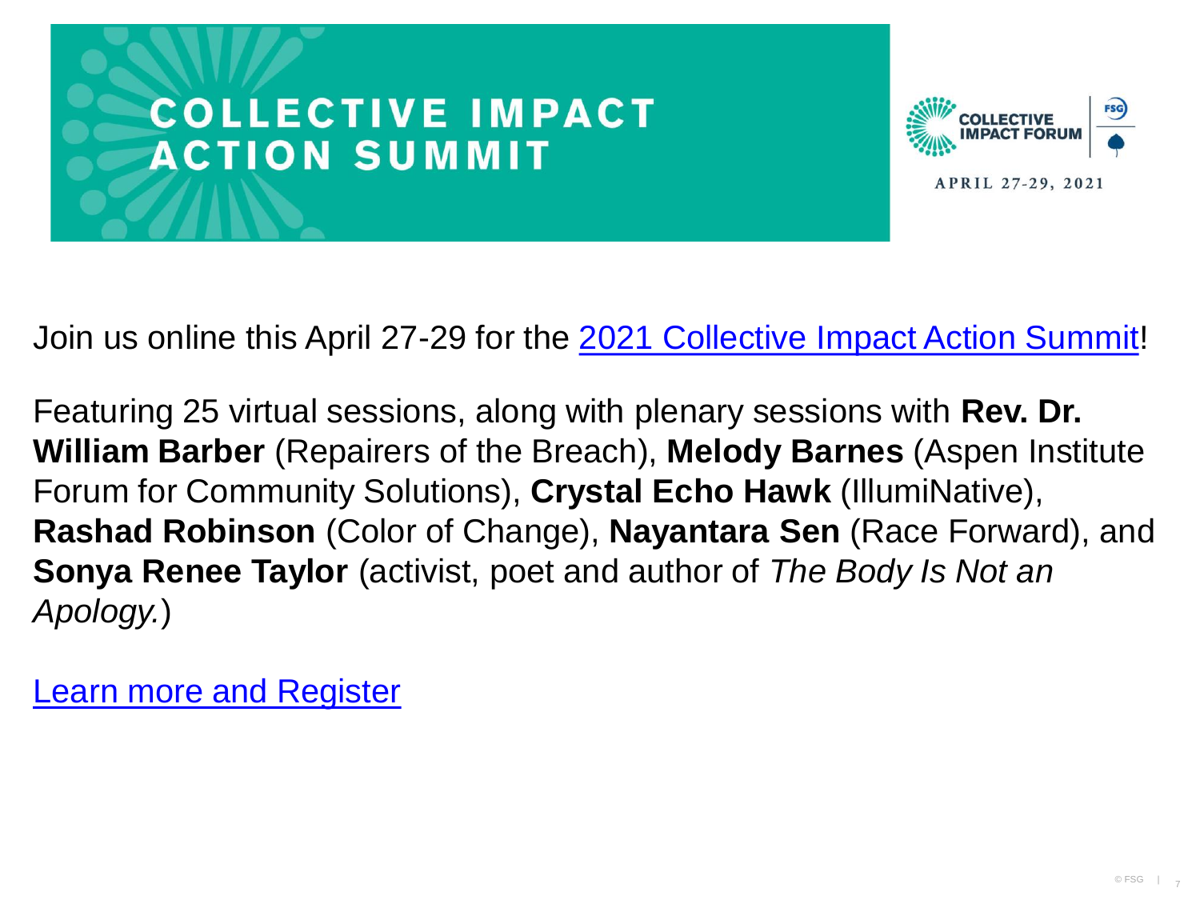# COLLECTIVE IMPACT ACTION SUMMIT

COLLECTIVE IMPACT FORUM | FSG

APRIL 27-29, 2021

Join us online this April 27-29 for the 2021 Collective Impact Action Summit!

Featuring 25 virtual sessions, along with plenary sessions with **Rev. Dr. William Barber** (Repairers of the Breach), **Melody Barnes** (Aspen Institute Forum for Community Solutions), **Crystal Echo Hawk** (IllumiNative), **Rashad Robinson** (Color of Change), **Nayantara Sen** (Race Forward), and **Sonya Renee Taylor** (activist, poet and author of *The Body Is Not an Apology.*)

Learn more and Register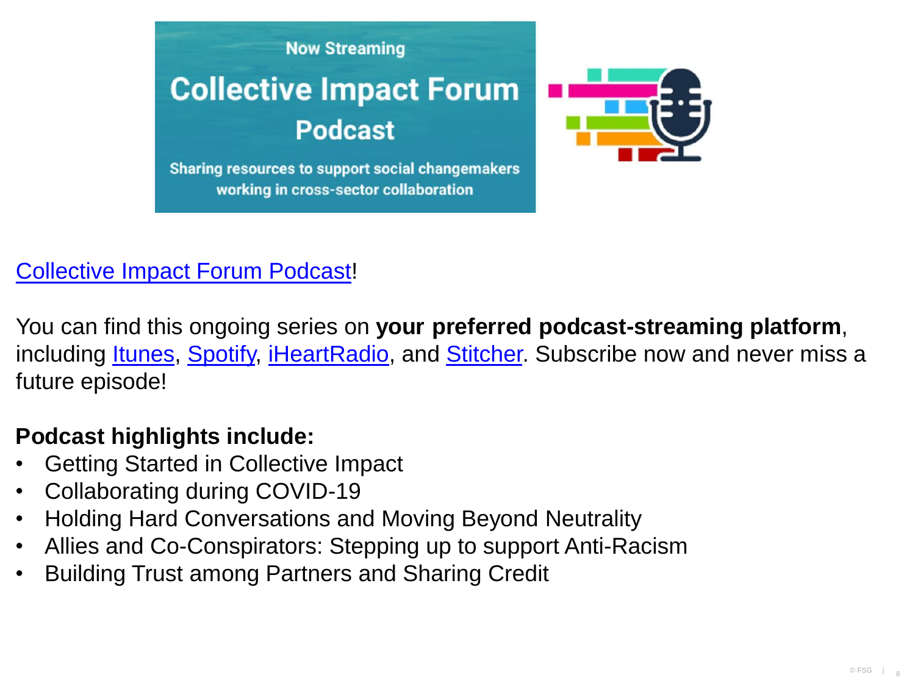Now Streaming

Collective Impact Forum

Podcast

Sharing resources to support social changemakers working in cross-sector collaboration

Collective Impact Forum Podcast!

You can find this ongoing series on **your preferred podcast-streaming platform**, including Itunes, Spotify, iHeartRadio, and Stitcher. Subscribe now and never miss a future episode!

**Podcast highlights include:**

- Getting Started in Collective Impact
- Collaborating during COVID-19
- Holding Hard Conversations and Moving Beyond Neutrality
- Allies and Co-Conspirators: Stepping up to support Anti-Racism
- Building Trust among Partners and Sharing Credit